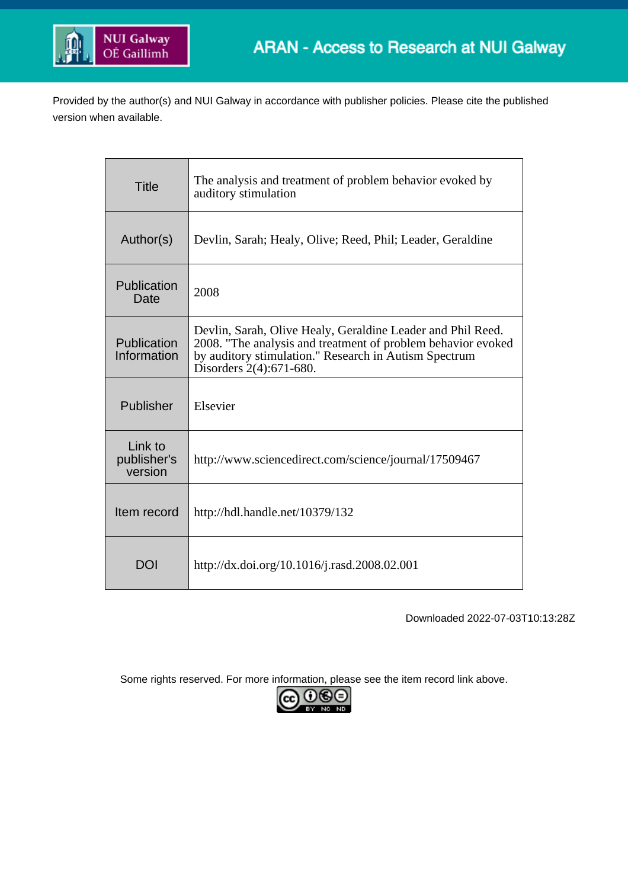ARAN - Access to Research at NUI Galway

Provided by the author(s) and NUI Galway in accordance with publisher policies. Please cite the published version when available.

| | |
|---|---|
| Title | The analysis and treatment of problem behavior evoked by auditory stimulation |
| Author(s) | Devlin, Sarah; Healy, Olive; Reed, Phil; Leader, Geraldine |
| Publication Date | 2008 |
| Publication Information | Devlin, Sarah, Olive Healy, Geraldine Leader and Phil Reed. 2008. "The analysis and treatment of problem behavior evoked by auditory stimulation." Research in Autism Spectrum Disorders 2(4):671-680. |
| Publisher | Elsevier |
| Link to publisher's version | http://www.sciencedirect.com/science/journal/17509467 |
| Item record | http://hdl.handle.net/10379/132 |
| DOI | http://dx.doi.org/10.1016/j.rasd.2008.02.001 |

Downloaded 2022-07-03T10:13:28Z

Some rights reserved. For more information, please see the item record link above.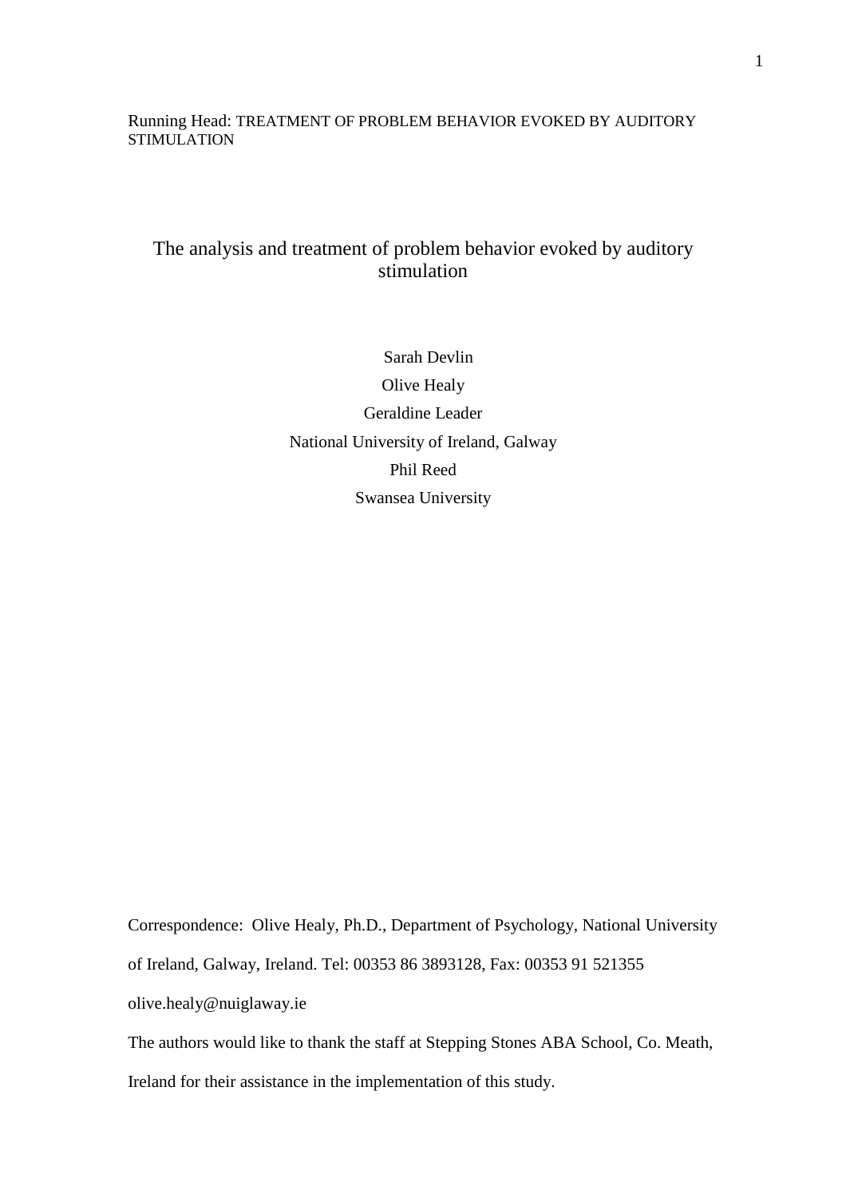Running Head: TREATMENT OF PROBLEM BEHAVIOR EVOKED BY AUDITORY STIMULATION

# The analysis and treatment of problem behavior evoked by auditory stimulation

Sarah Devlin

Olive Healy

Geraldine Leader

National University of Ireland, Galway

Phil Reed

Swansea University

Correspondence: Olive Healy, Ph.D., Department of Psychology, National University of Ireland, Galway, Ireland. Tel: 00353 86 3893128, Fax: 00353 91 521355

olive.healy@nuiglaway.ie

The authors would like to thank the staff at Stepping Stones ABA School, Co. Meath, Ireland for their assistance in the implementation of this study.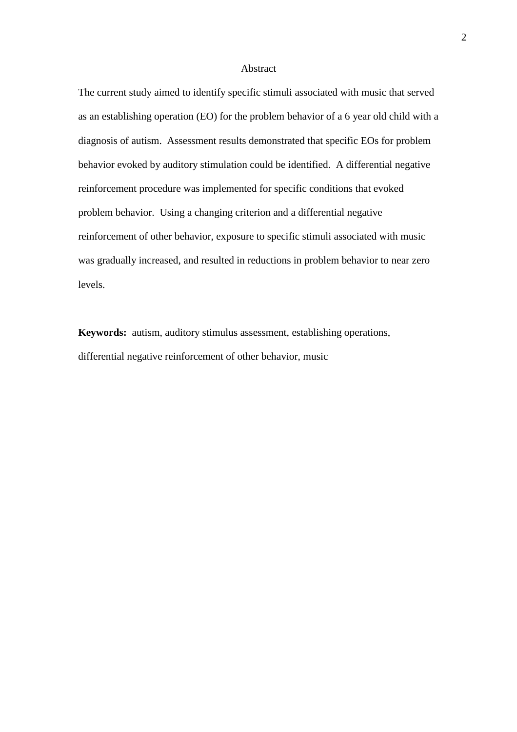## Abstract

The current study aimed to identify specific stimuli associated with music that served as an establishing operation (EO) for the problem behavior of a 6 year old child with a diagnosis of autism. Assessment results demonstrated that specific EOs for problem behavior evoked by auditory stimulation could be identified. A differential negative reinforcement procedure was implemented for specific conditions that evoked problem behavior. Using a changing criterion and a differential negative reinforcement of other behavior, exposure to specific stimuli associated with music was gradually increased, and resulted in reductions in problem behavior to near zero levels.

**Keywords:** autism, auditory stimulus assessment, establishing operations, differential negative reinforcement of other behavior, music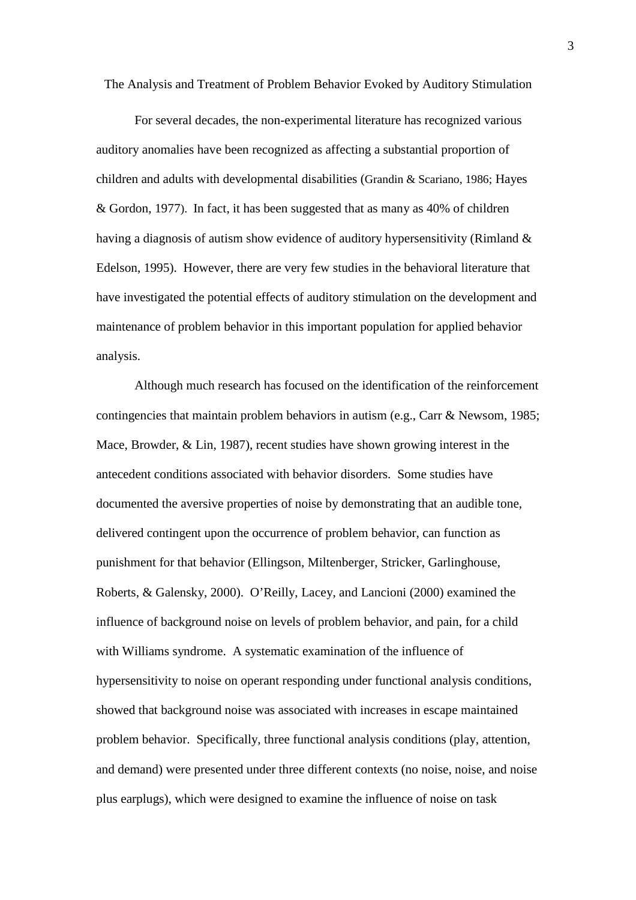# The Analysis and Treatment of Problem Behavior Evoked by Auditory Stimulation

For several decades, the non-experimental literature has recognized various auditory anomalies have been recognized as affecting a substantial proportion of children and adults with developmental disabilities (Grandin & Scariano, 1986; Hayes & Gordon, 1977). In fact, it has been suggested that as many as 40% of children having a diagnosis of autism show evidence of auditory hypersensitivity (Rimland & Edelson, 1995). However, there are very few studies in the behavioral literature that have investigated the potential effects of auditory stimulation on the development and maintenance of problem behavior in this important population for applied behavior analysis.

Although much research has focused on the identification of the reinforcement contingencies that maintain problem behaviors in autism (e.g., Carr & Newsom, 1985; Mace, Browder, & Lin, 1987), recent studies have shown growing interest in the antecedent conditions associated with behavior disorders. Some studies have documented the aversive properties of noise by demonstrating that an audible tone, delivered contingent upon the occurrence of problem behavior, can function as punishment for that behavior (Ellingson, Miltenberger, Stricker, Garlinghouse, Roberts, & Galensky, 2000). O'Reilly, Lacey, and Lancioni (2000) examined the influence of background noise on levels of problem behavior, and pain, for a child with Williams syndrome. A systematic examination of the influence of hypersensitivity to noise on operant responding under functional analysis conditions, showed that background noise was associated with increases in escape maintained problem behavior. Specifically, three functional analysis conditions (play, attention, and demand) were presented under three different contexts (no noise, noise, and noise plus earplugs), which were designed to examine the influence of noise on task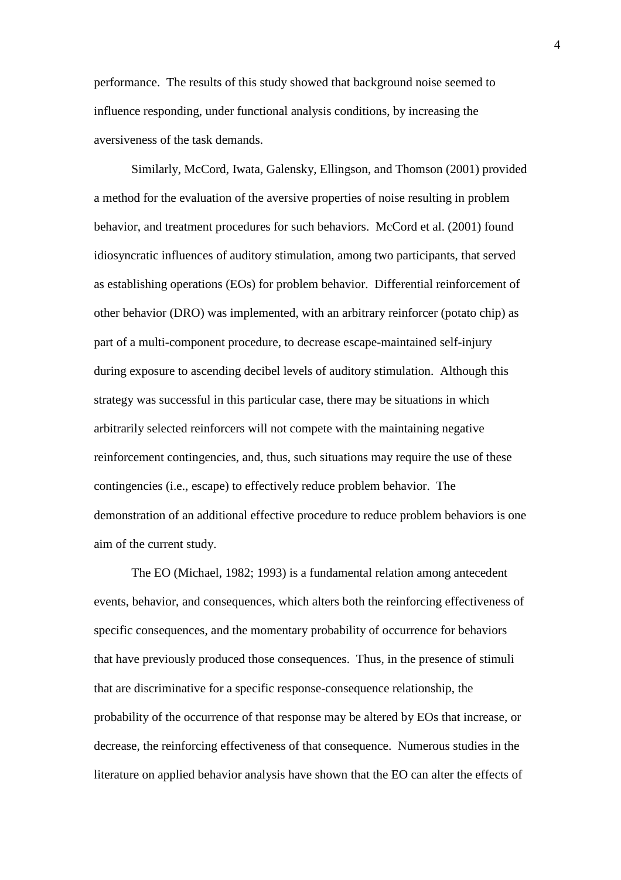performance. The results of this study showed that background noise seemed to influence responding, under functional analysis conditions, by increasing the aversiveness of the task demands.

Similarly, McCord, Iwata, Galensky, Ellingson, and Thomson (2001) provided a method for the evaluation of the aversive properties of noise resulting in problem behavior, and treatment procedures for such behaviors. McCord et al. (2001) found idiosyncratic influences of auditory stimulation, among two participants, that served as establishing operations (EOs) for problem behavior. Differential reinforcement of other behavior (DRO) was implemented, with an arbitrary reinforcer (potato chip) as part of a multi-component procedure, to decrease escape-maintained self-injury during exposure to ascending decibel levels of auditory stimulation. Although this strategy was successful in this particular case, there may be situations in which arbitrarily selected reinforcers will not compete with the maintaining negative reinforcement contingencies, and, thus, such situations may require the use of these contingencies (i.e., escape) to effectively reduce problem behavior. The demonstration of an additional effective procedure to reduce problem behaviors is one aim of the current study.

The EO (Michael, 1982; 1993) is a fundamental relation among antecedent events, behavior, and consequences, which alters both the reinforcing effectiveness of specific consequences, and the momentary probability of occurrence for behaviors that have previously produced those consequences. Thus, in the presence of stimuli that are discriminative for a specific response-consequence relationship, the probability of the occurrence of that response may be altered by EOs that increase, or decrease, the reinforcing effectiveness of that consequence. Numerous studies in the literature on applied behavior analysis have shown that the EO can alter the effects of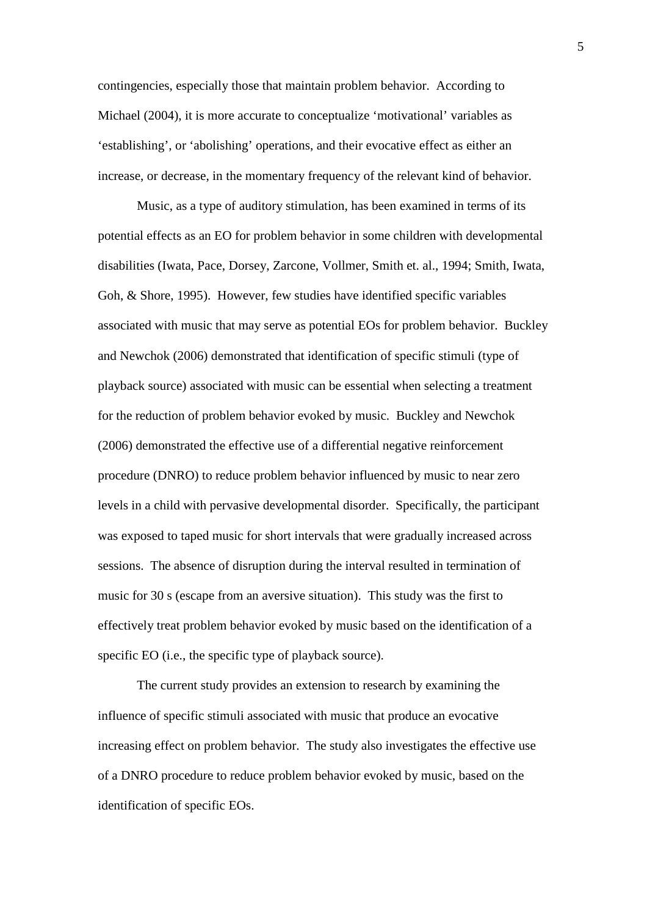contingencies, especially those that maintain problem behavior. According to Michael (2004), it is more accurate to conceptualize 'motivational' variables as 'establishing', or 'abolishing' operations, and their evocative effect as either an increase, or decrease, in the momentary frequency of the relevant kind of behavior.

Music, as a type of auditory stimulation, has been examined in terms of its potential effects as an EO for problem behavior in some children with developmental disabilities (Iwata, Pace, Dorsey, Zarcone, Vollmer, Smith et. al., 1994; Smith, Iwata, Goh, & Shore, 1995). However, few studies have identified specific variables associated with music that may serve as potential EOs for problem behavior. Buckley and Newchok (2006) demonstrated that identification of specific stimuli (type of playback source) associated with music can be essential when selecting a treatment for the reduction of problem behavior evoked by music. Buckley and Newchok (2006) demonstrated the effective use of a differential negative reinforcement procedure (DNRO) to reduce problem behavior influenced by music to near zero levels in a child with pervasive developmental disorder. Specifically, the participant was exposed to taped music for short intervals that were gradually increased across sessions. The absence of disruption during the interval resulted in termination of music for 30 s (escape from an aversive situation). This study was the first to effectively treat problem behavior evoked by music based on the identification of a specific EO (i.e., the specific type of playback source).

The current study provides an extension to research by examining the influence of specific stimuli associated with music that produce an evocative increasing effect on problem behavior. The study also investigates the effective use of a DNRO procedure to reduce problem behavior evoked by music, based on the identification of specific EOs.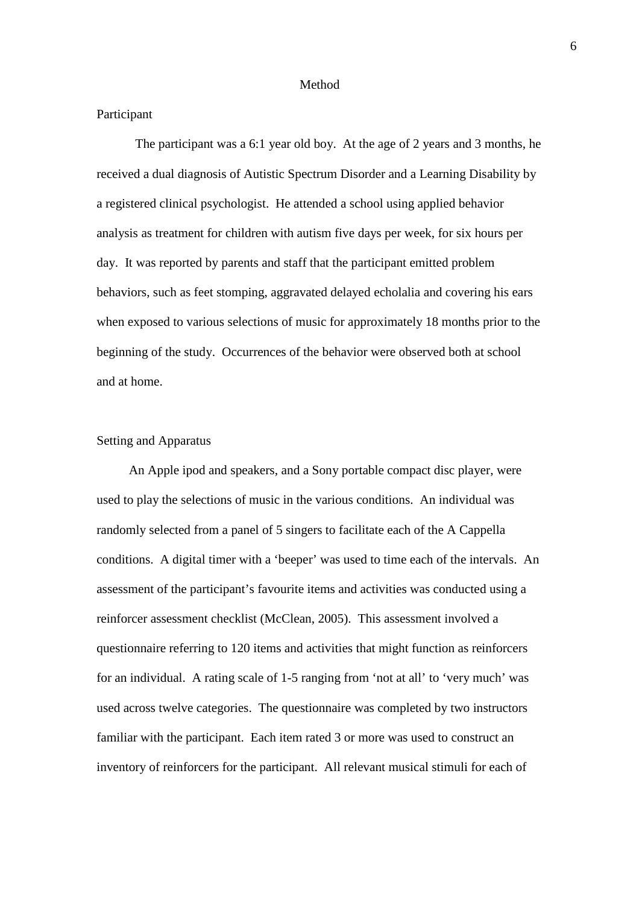# Method

## Participant

The participant was a 6:1 year old boy. At the age of 2 years and 3 months, he received a dual diagnosis of Autistic Spectrum Disorder and a Learning Disability by a registered clinical psychologist. He attended a school using applied behavior analysis as treatment for children with autism five days per week, for six hours per day. It was reported by parents and staff that the participant emitted problem behaviors, such as feet stomping, aggravated delayed echolalia and covering his ears when exposed to various selections of music for approximately 18 months prior to the beginning of the study. Occurrences of the behavior were observed both at school and at home.

## Setting and Apparatus

An Apple ipod and speakers, and a Sony portable compact disc player, were used to play the selections of music in the various conditions. An individual was randomly selected from a panel of 5 singers to facilitate each of the A Cappella conditions. A digital timer with a 'beeper' was used to time each of the intervals. An assessment of the participant's favourite items and activities was conducted using a reinforcer assessment checklist (McClean, 2005). This assessment involved a questionnaire referring to 120 items and activities that might function as reinforcers for an individual. A rating scale of 1-5 ranging from 'not at all' to 'very much' was used across twelve categories. The questionnaire was completed by two instructors familiar with the participant. Each item rated 3 or more was used to construct an inventory of reinforcers for the participant. All relevant musical stimuli for each of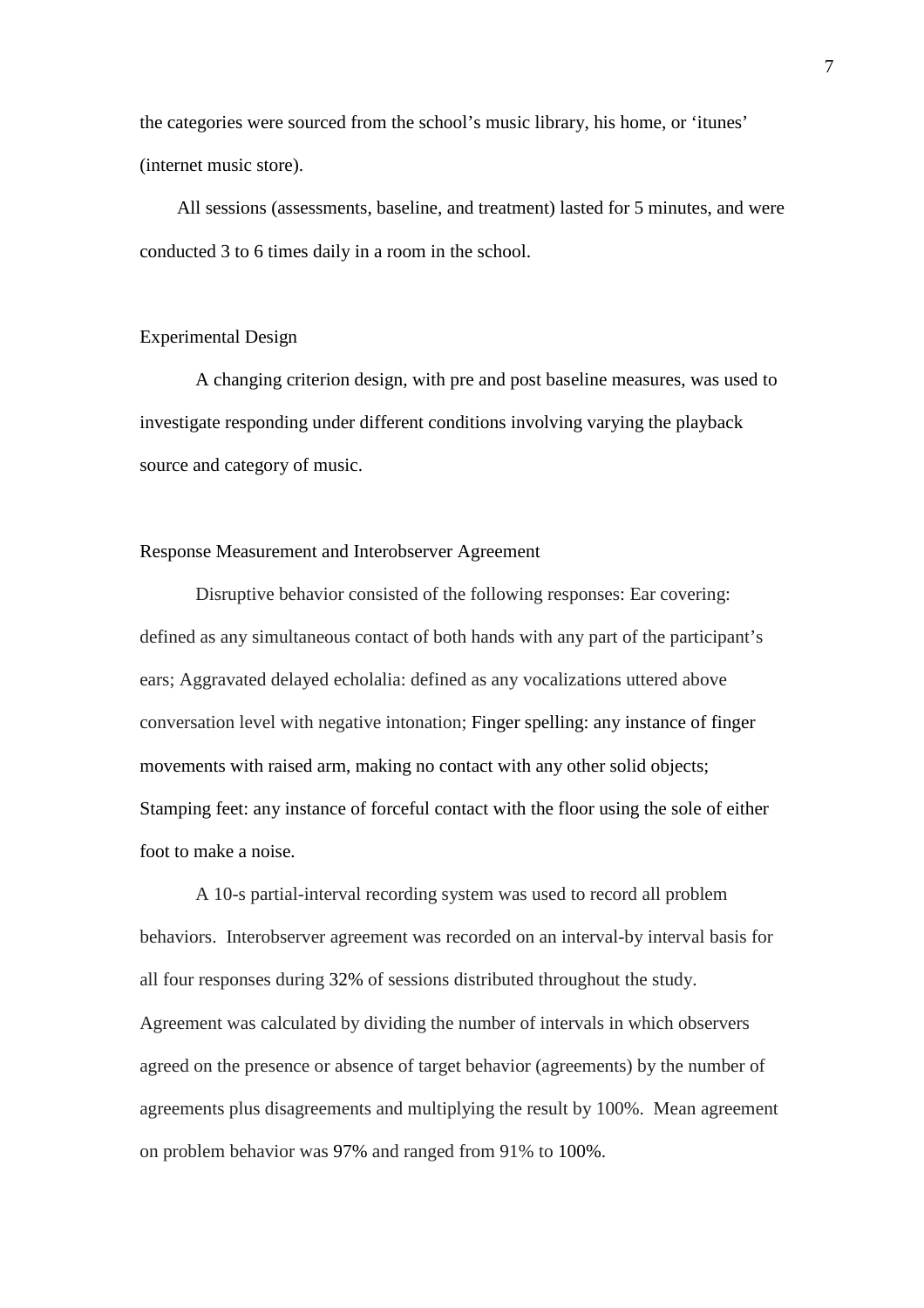the categories were sourced from the school's music library, his home, or 'itunes' (internet music store).

All sessions (assessments, baseline, and treatment) lasted for 5 minutes, and were conducted 3 to 6 times daily in a room in the school.

## Experimental Design

A changing criterion design, with pre and post baseline measures, was used to investigate responding under different conditions involving varying the playback source and category of music.

## Response Measurement and Interobserver Agreement

Disruptive behavior consisted of the following responses: Ear covering: defined as any simultaneous contact of both hands with any part of the participant's ears; Aggravated delayed echolalia: defined as any vocalizations uttered above conversation level with negative intonation; Finger spelling: any instance of finger movements with raised arm, making no contact with any other solid objects; Stamping feet: any instance of forceful contact with the floor using the sole of either foot to make a noise.

A 10-s partial-interval recording system was used to record all problem behaviors. Interobserver agreement was recorded on an interval-by interval basis for all four responses during 32% of sessions distributed throughout the study. Agreement was calculated by dividing the number of intervals in which observers agreed on the presence or absence of target behavior (agreements) by the number of agreements plus disagreements and multiplying the result by 100%. Mean agreement on problem behavior was 97% and ranged from 91% to 100%.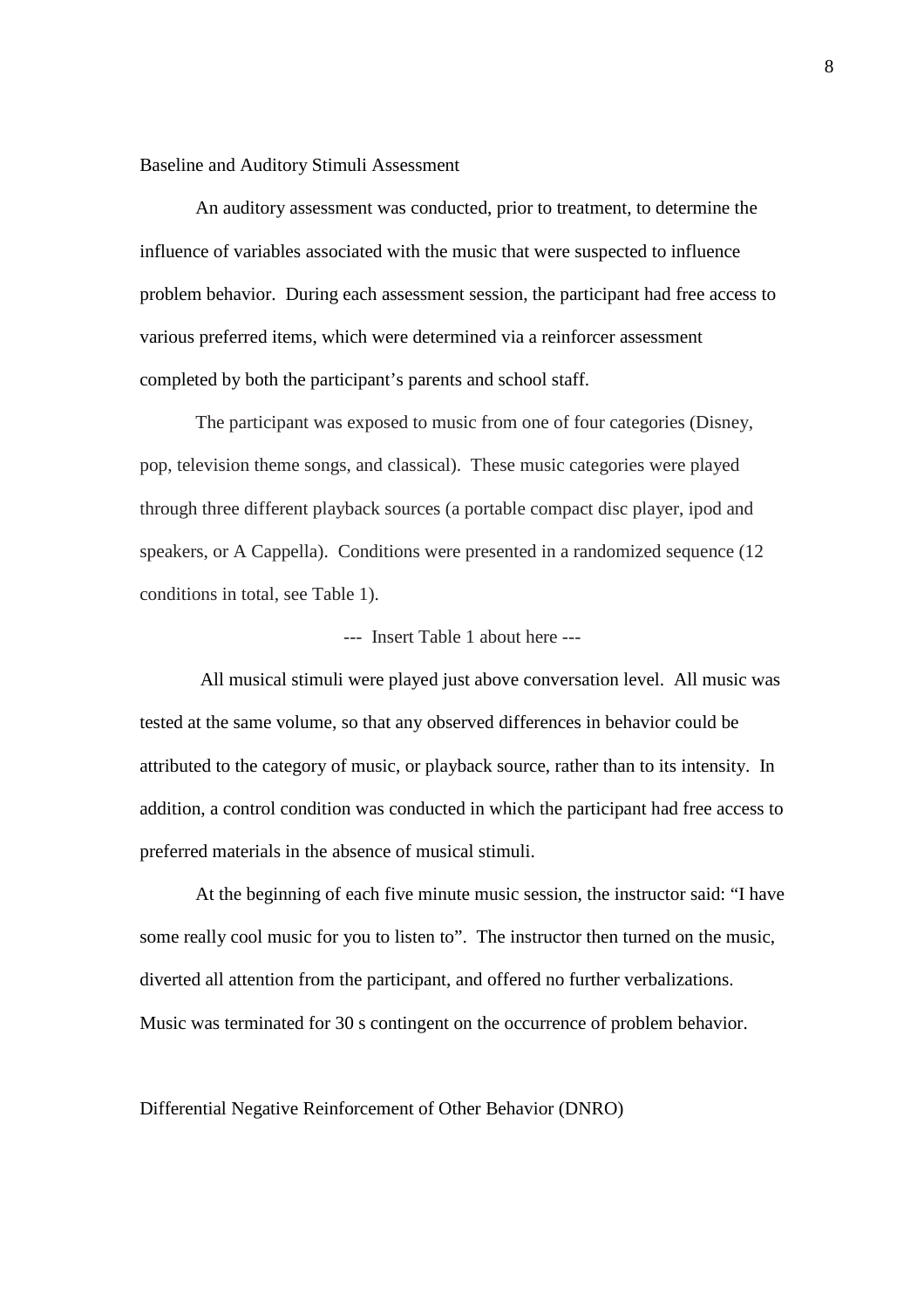## Baseline and Auditory Stimuli Assessment

An auditory assessment was conducted, prior to treatment, to determine the influence of variables associated with the music that were suspected to influence problem behavior. During each assessment session, the participant had free access to various preferred items, which were determined via a reinforcer assessment completed by both the participant's parents and school staff.

The participant was exposed to music from one of four categories (Disney, pop, television theme songs, and classical). These music categories were played through three different playback sources (a portable compact disc player, ipod and speakers, or A Cappella). Conditions were presented in a randomized sequence (12 conditions in total, see Table 1).

--- Insert Table 1 about here ---

All musical stimuli were played just above conversation level. All music was tested at the same volume, so that any observed differences in behavior could be attributed to the category of music, or playback source, rather than to its intensity. In addition, a control condition was conducted in which the participant had free access to preferred materials in the absence of musical stimuli.

At the beginning of each five minute music session, the instructor said: "I have some really cool music for you to listen to". The instructor then turned on the music, diverted all attention from the participant, and offered no further verbalizations. Music was terminated for 30 s contingent on the occurrence of problem behavior.

## Differential Negative Reinforcement of Other Behavior (DNRO)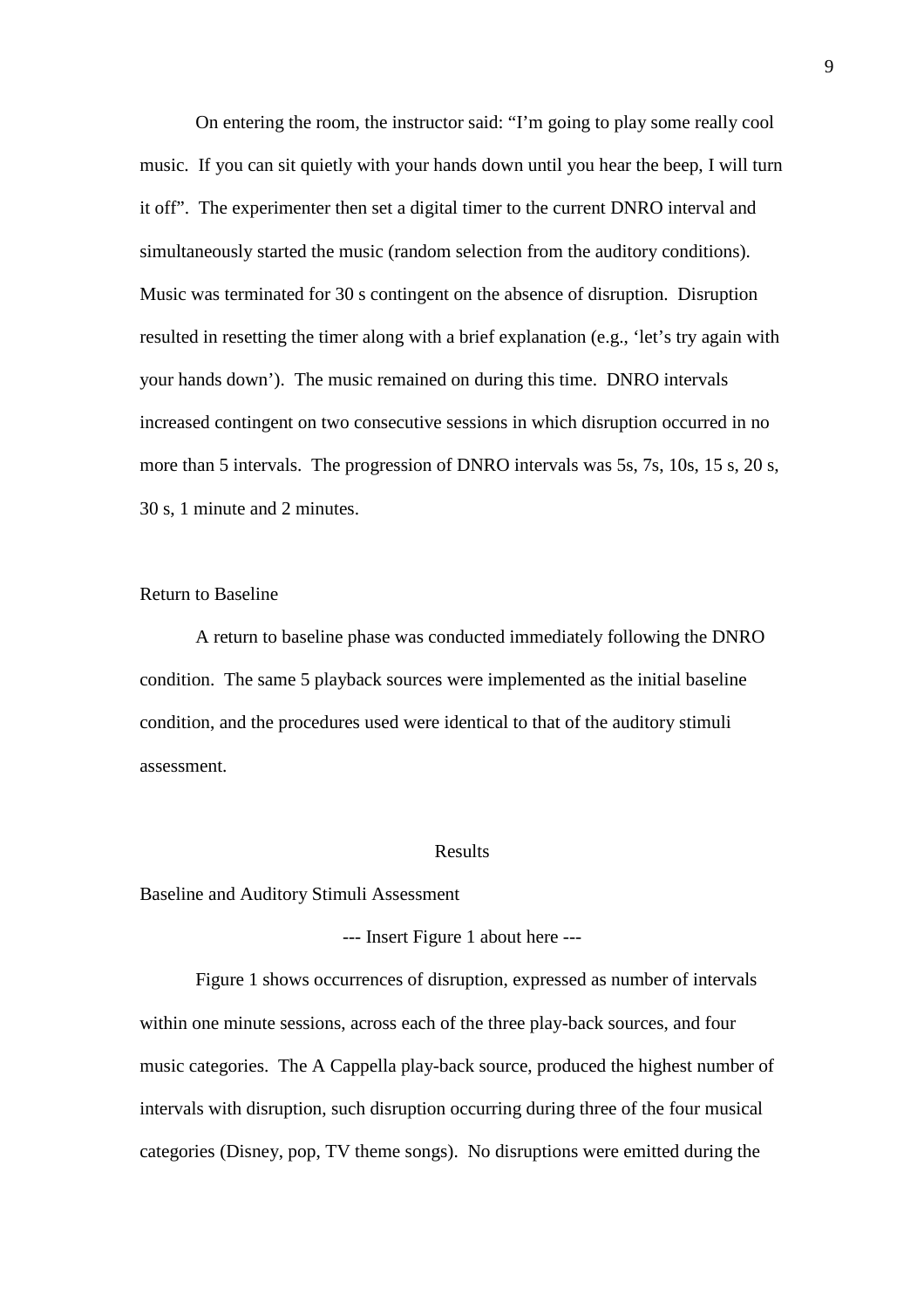On entering the room, the instructor said: "I'm going to play some really cool music. If you can sit quietly with your hands down until you hear the beep, I will turn it off". The experimenter then set a digital timer to the current DNRO interval and simultaneously started the music (random selection from the auditory conditions). Music was terminated for 30 s contingent on the absence of disruption. Disruption resulted in resetting the timer along with a brief explanation (e.g., 'let's try again with your hands down'). The music remained on during this time. DNRO intervals increased contingent on two consecutive sessions in which disruption occurred in no more than 5 intervals. The progression of DNRO intervals was 5s, 7s, 10s, 15 s, 20 s, 30 s, 1 minute and 2 minutes.

### Return to Baseline

A return to baseline phase was conducted immediately following the DNRO condition. The same 5 playback sources were implemented as the initial baseline condition, and the procedures used were identical to that of the auditory stimuli assessment.

## Results

### Baseline and Auditory Stimuli Assessment

--- Insert Figure 1 about here ---

Figure 1 shows occurrences of disruption, expressed as number of intervals within one minute sessions, across each of the three play-back sources, and four music categories. The A Cappella play-back source, produced the highest number of intervals with disruption, such disruption occurring during three of the four musical categories (Disney, pop, TV theme songs). No disruptions were emitted during the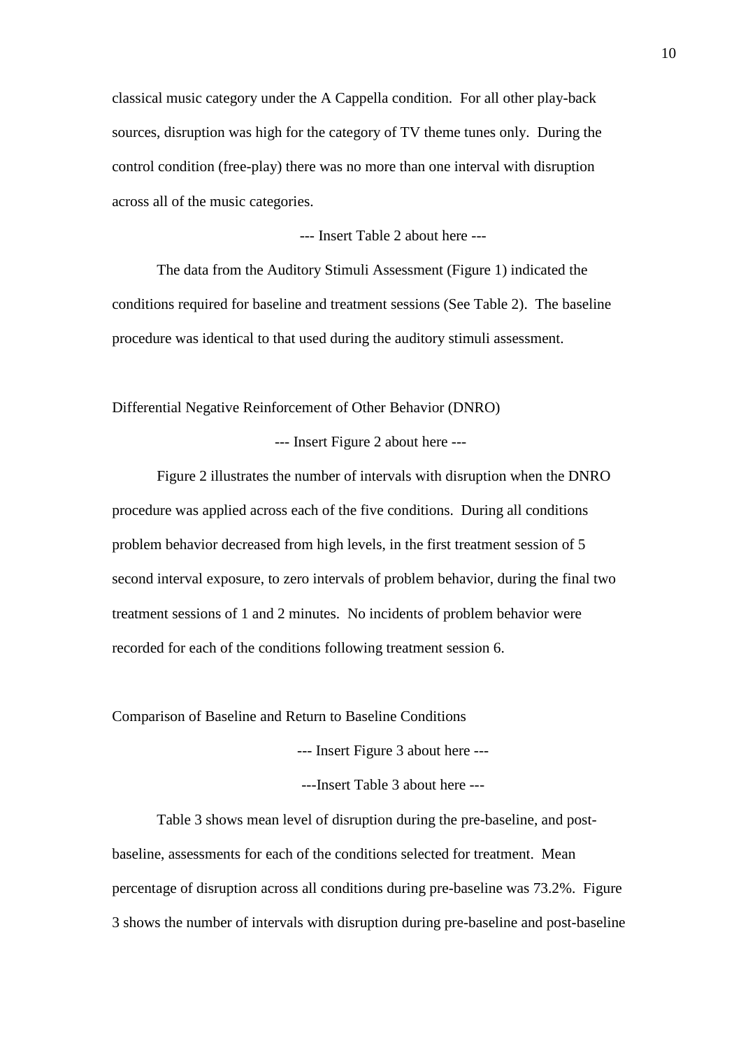classical music category under the A Cappella condition. For all other play-back sources, disruption was high for the category of TV theme tunes only. During the control condition (free-play) there was no more than one interval with disruption across all of the music categories.

--- Insert Table 2 about here ---

The data from the Auditory Stimuli Assessment (Figure 1) indicated the conditions required for baseline and treatment sessions (See Table 2). The baseline procedure was identical to that used during the auditory stimuli assessment.

## Differential Negative Reinforcement of Other Behavior (DNRO)

--- Insert Figure 2 about here ---

Figure 2 illustrates the number of intervals with disruption when the DNRO procedure was applied across each of the five conditions. During all conditions problem behavior decreased from high levels, in the first treatment session of 5 second interval exposure, to zero intervals of problem behavior, during the final two treatment sessions of 1 and 2 minutes. No incidents of problem behavior were recorded for each of the conditions following treatment session 6.

## Comparison of Baseline and Return to Baseline Conditions

--- Insert Figure 3 about here ---

---Insert Table 3 about here ---

Table 3 shows mean level of disruption during the pre-baseline, and post-baseline, assessments for each of the conditions selected for treatment. Mean percentage of disruption across all conditions during pre-baseline was 73.2%. Figure 3 shows the number of intervals with disruption during pre-baseline and post-baseline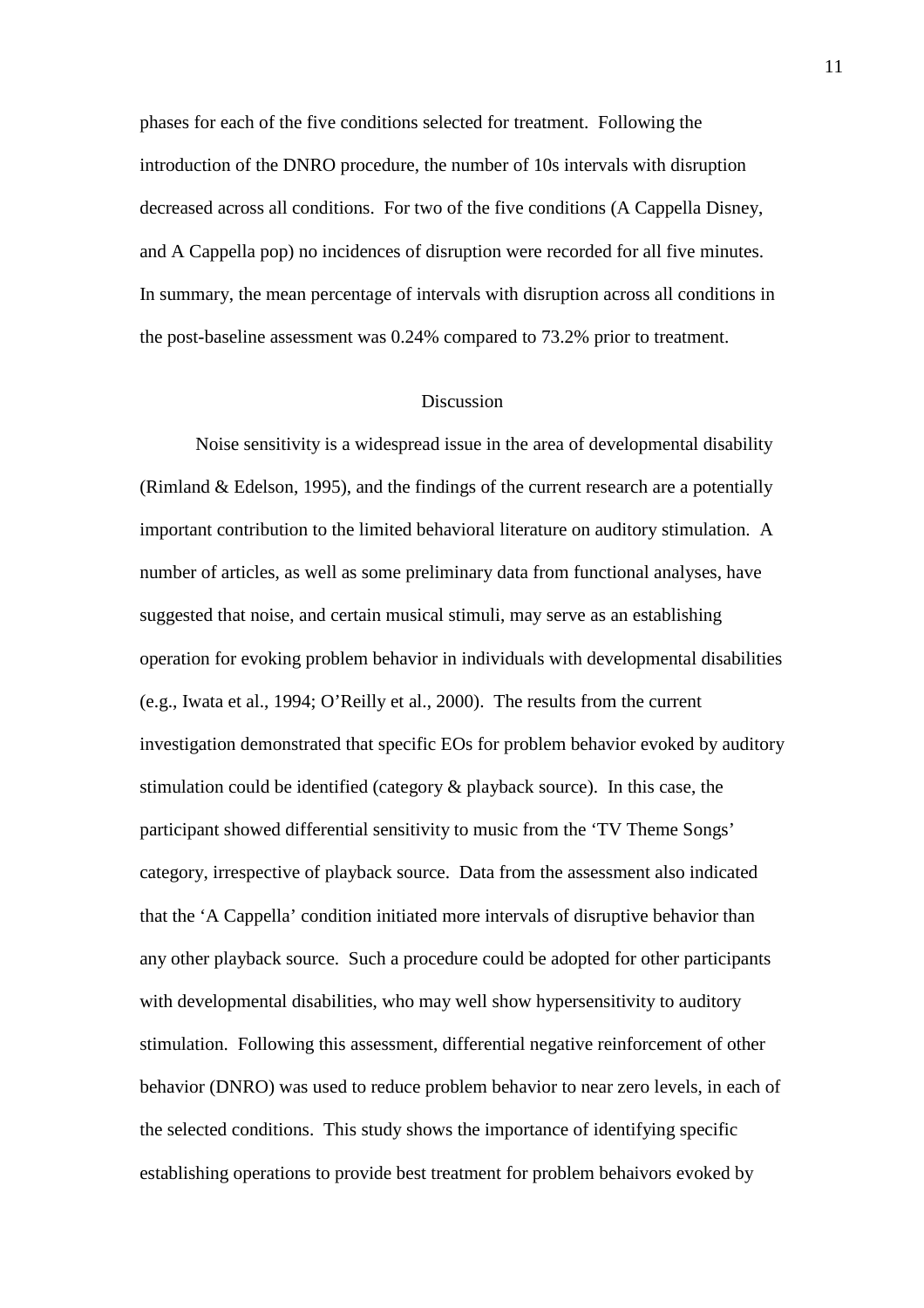phases for each of the five conditions selected for treatment. Following the introduction of the DNRO procedure, the number of 10s intervals with disruption decreased across all conditions. For two of the five conditions (A Cappella Disney, and A Cappella pop) no incidences of disruption were recorded for all five minutes. In summary, the mean percentage of intervals with disruption across all conditions in the post-baseline assessment was 0.24% compared to 73.2% prior to treatment.

## Discussion

Noise sensitivity is a widespread issue in the area of developmental disability (Rimland & Edelson, 1995), and the findings of the current research are a potentially important contribution to the limited behavioral literature on auditory stimulation. A number of articles, as well as some preliminary data from functional analyses, have suggested that noise, and certain musical stimuli, may serve as an establishing operation for evoking problem behavior in individuals with developmental disabilities (e.g., Iwata et al., 1994; O'Reilly et al., 2000). The results from the current investigation demonstrated that specific EOs for problem behavior evoked by auditory stimulation could be identified (category & playback source). In this case, the participant showed differential sensitivity to music from the 'TV Theme Songs' category, irrespective of playback source. Data from the assessment also indicated that the 'A Cappella' condition initiated more intervals of disruptive behavior than any other playback source. Such a procedure could be adopted for other participants with developmental disabilities, who may well show hypersensitivity to auditory stimulation. Following this assessment, differential negative reinforcement of other behavior (DNRO) was used to reduce problem behavior to near zero levels, in each of the selected conditions. This study shows the importance of identifying specific establishing operations to provide best treatment for problem behaivors evoked by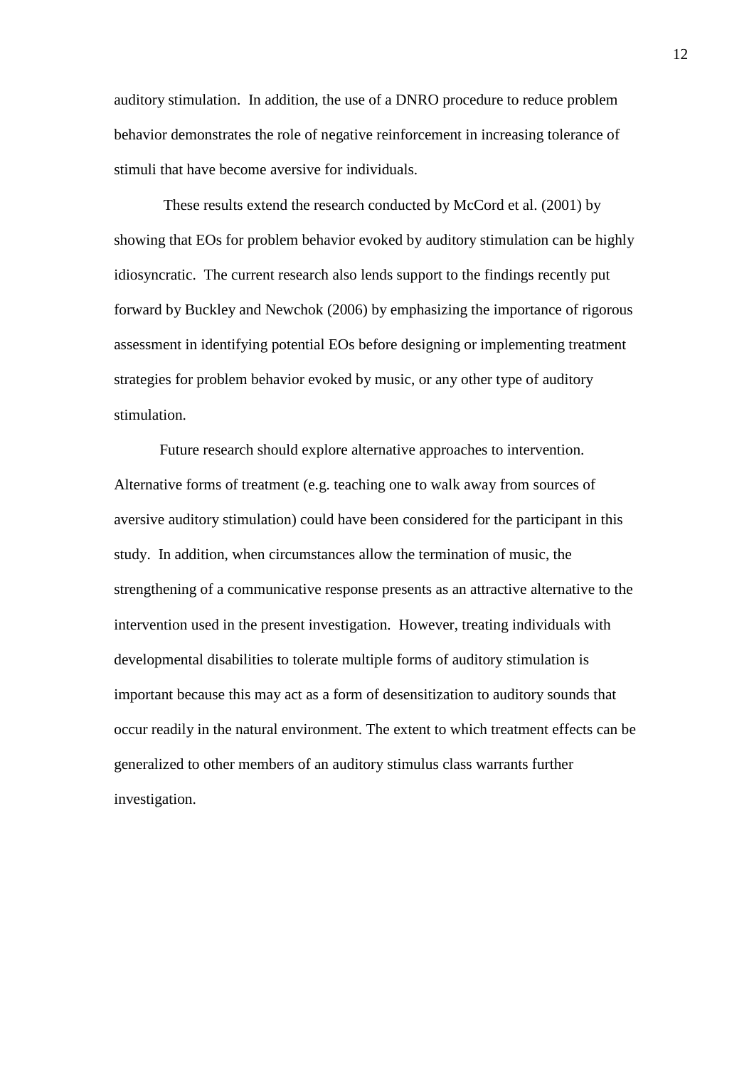auditory stimulation. In addition, the use of a DNRO procedure to reduce problem behavior demonstrates the role of negative reinforcement in increasing tolerance of stimuli that have become aversive for individuals.

These results extend the research conducted by McCord et al. (2001) by showing that EOs for problem behavior evoked by auditory stimulation can be highly idiosyncratic. The current research also lends support to the findings recently put forward by Buckley and Newchok (2006) by emphasizing the importance of rigorous assessment in identifying potential EOs before designing or implementing treatment strategies for problem behavior evoked by music, or any other type of auditory stimulation.

Future research should explore alternative approaches to intervention. Alternative forms of treatment (e.g. teaching one to walk away from sources of aversive auditory stimulation) could have been considered for the participant in this study. In addition, when circumstances allow the termination of music, the strengthening of a communicative response presents as an attractive alternative to the intervention used in the present investigation. However, treating individuals with developmental disabilities to tolerate multiple forms of auditory stimulation is important because this may act as a form of desensitization to auditory sounds that occur readily in the natural environment. The extent to which treatment effects can be generalized to other members of an auditory stimulus class warrants further investigation.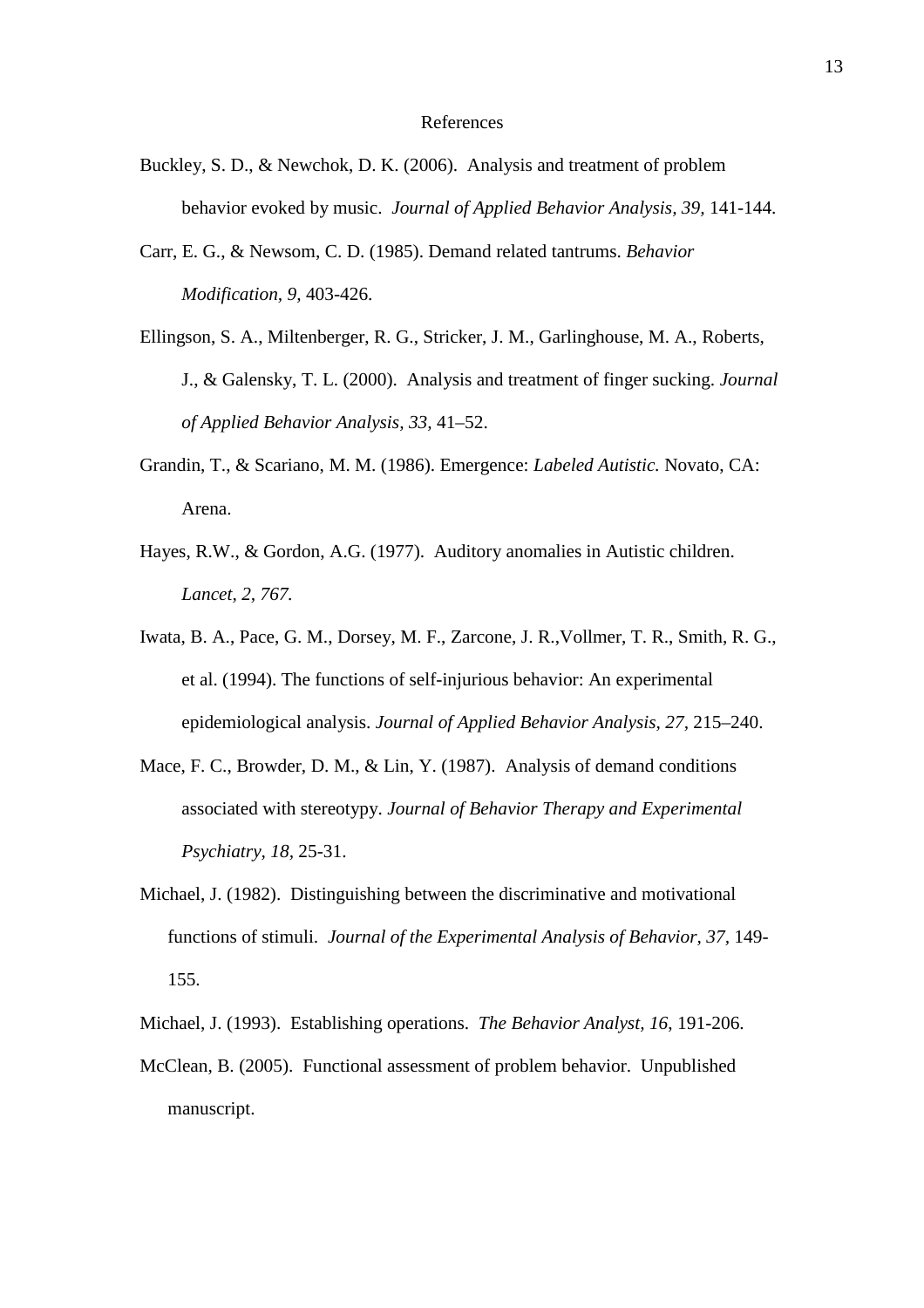# References

Buckley, S. D., & Newchok, D. K. (2006). Analysis and treatment of problem behavior evoked by music. *Journal of Applied Behavior Analysis, 39,* 141-144.

Carr, E. G., & Newsom, C. D. (1985). Demand related tantrums. *Behavior Modification, 9,* 403-426.

Ellingson, S. A., Miltenberger, R. G., Stricker, J. M., Garlinghouse, M. A., Roberts, J., & Galensky, T. L. (2000). Analysis and treatment of finger sucking. *Journal of Applied Behavior Analysis, 33,* 41–52.

Grandin, T., & Scariano, M. M. (1986). Emergence: *Labeled Autistic.* Novato, CA: Arena.

Hayes, R.W., & Gordon, A.G. (1977). Auditory anomalies in Autistic children. *Lancet, 2, 767.*

Iwata, B. A., Pace, G. M., Dorsey, M. F., Zarcone, J. R.,Vollmer, T. R., Smith, R. G., et al. (1994). The functions of self-injurious behavior: An experimental epidemiological analysis. *Journal of Applied Behavior Analysis, 27,* 215–240.

Mace, F. C., Browder, D. M., & Lin, Y. (1987). Analysis of demand conditions associated with stereotypy. *Journal of Behavior Therapy and Experimental Psychiatry, 18,* 25-31.

Michael, J. (1982). Distinguishing between the discriminative and motivational functions of stimuli. *Journal of the Experimental Analysis of Behavior, 37,* 149-155.

Michael, J. (1993). Establishing operations. *The Behavior Analyst, 16*, 191-206.

McClean, B. (2005). Functional assessment of problem behavior. Unpublished manuscript.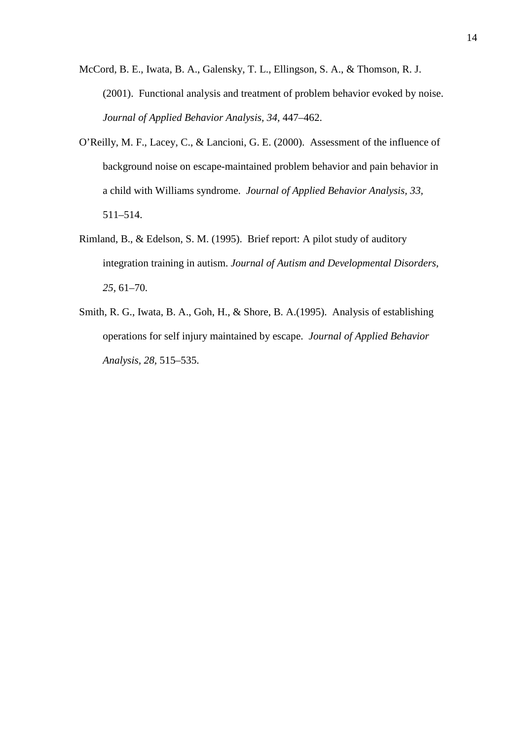McCord, B. E., Iwata, B. A., Galensky, T. L., Ellingson, S. A., & Thomson, R. J. (2001). Functional analysis and treatment of problem behavior evoked by noise. *Journal of Applied Behavior Analysis, 34,* 447–462.

O'Reilly, M. F., Lacey, C., & Lancioni, G. E. (2000). Assessment of the influence of background noise on escape-maintained problem behavior and pain behavior in a child with Williams syndrome. *Journal of Applied Behavior Analysis, 33*, 511–514.

Rimland, B., & Edelson, S. M. (1995). Brief report: A pilot study of auditory integration training in autism. *Journal of Autism and Developmental Disorders, 25*, 61–70.

Smith, R. G., Iwata, B. A., Goh, H., & Shore, B. A.(1995). Analysis of establishing operations for self injury maintained by escape. *Journal of Applied Behavior Analysis, 28*, 515–535.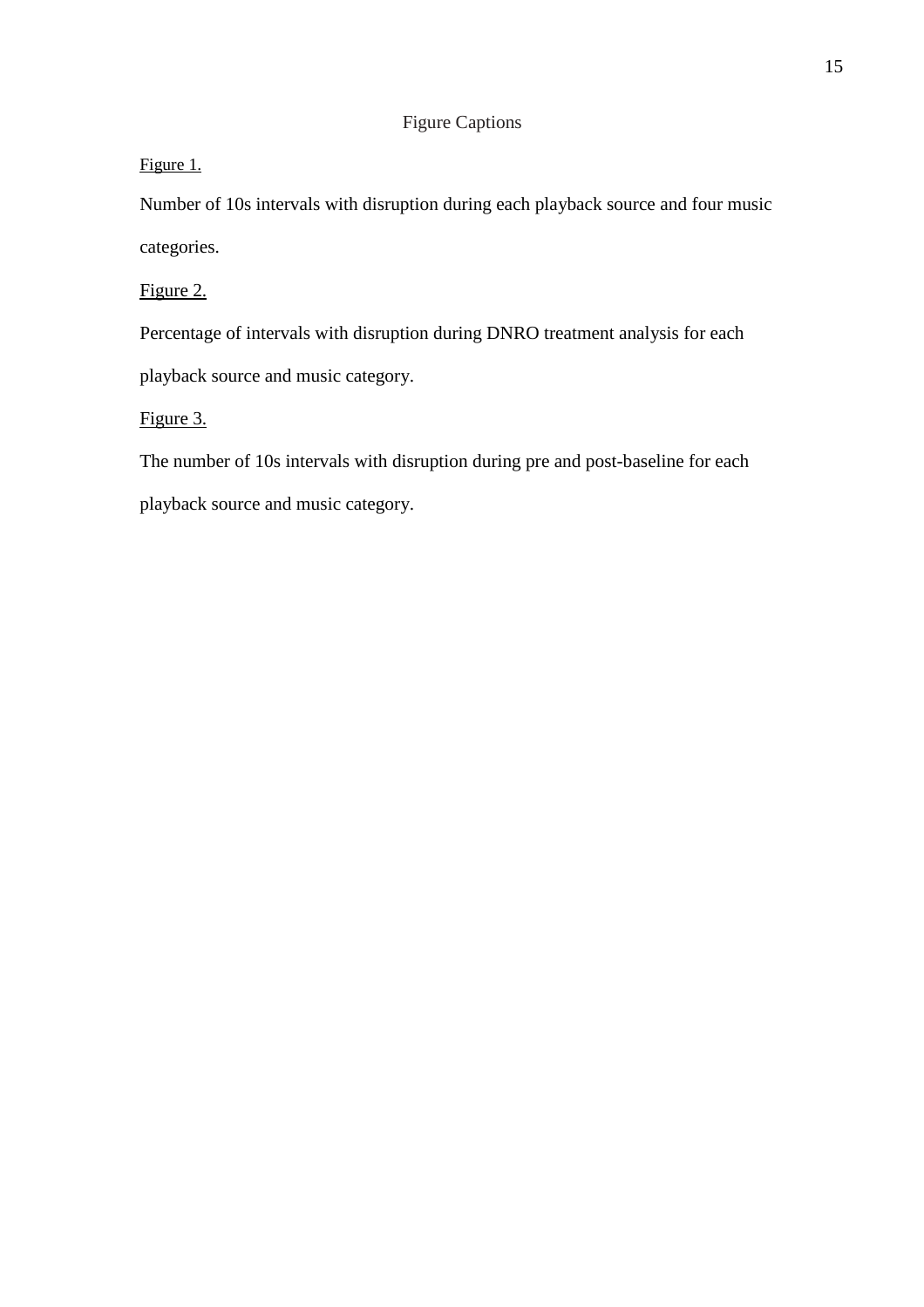# Figure Captions

<u>Figure 1.</u>

Number of 10s intervals with disruption during each playback source and four music categories.

<u>Figure 2.</u>

Percentage of intervals with disruption during DNRO treatment analysis for each playback source and music category.

<u>Figure 3.</u>

The number of 10s intervals with disruption during pre and post-baseline for each playback source and music category.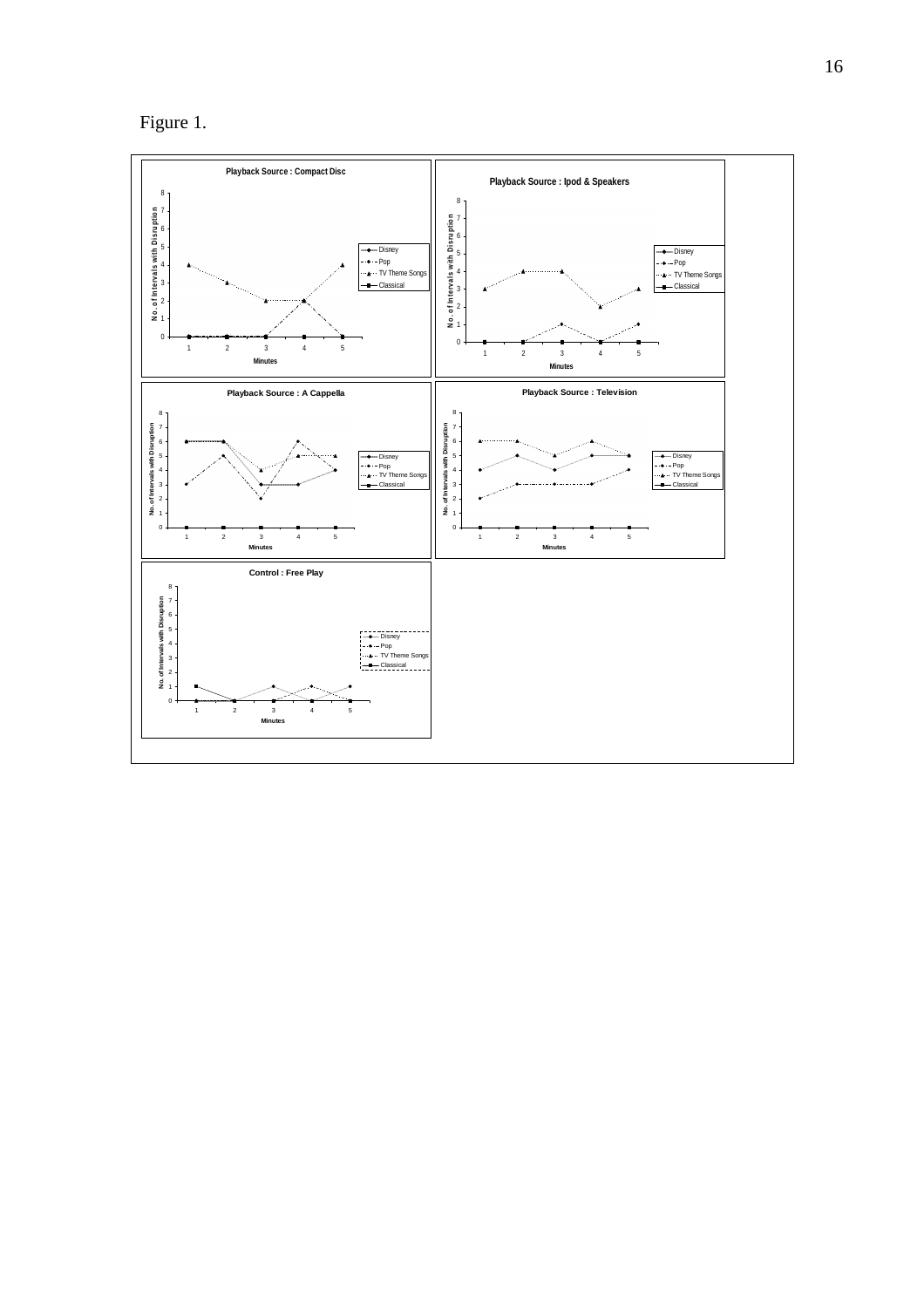Figure 1.

Playback Source : Compact Disc

Playback Source : Ipod & Speakers

Playback Source : A Cappella

Playback Source : Television

Control : Free Play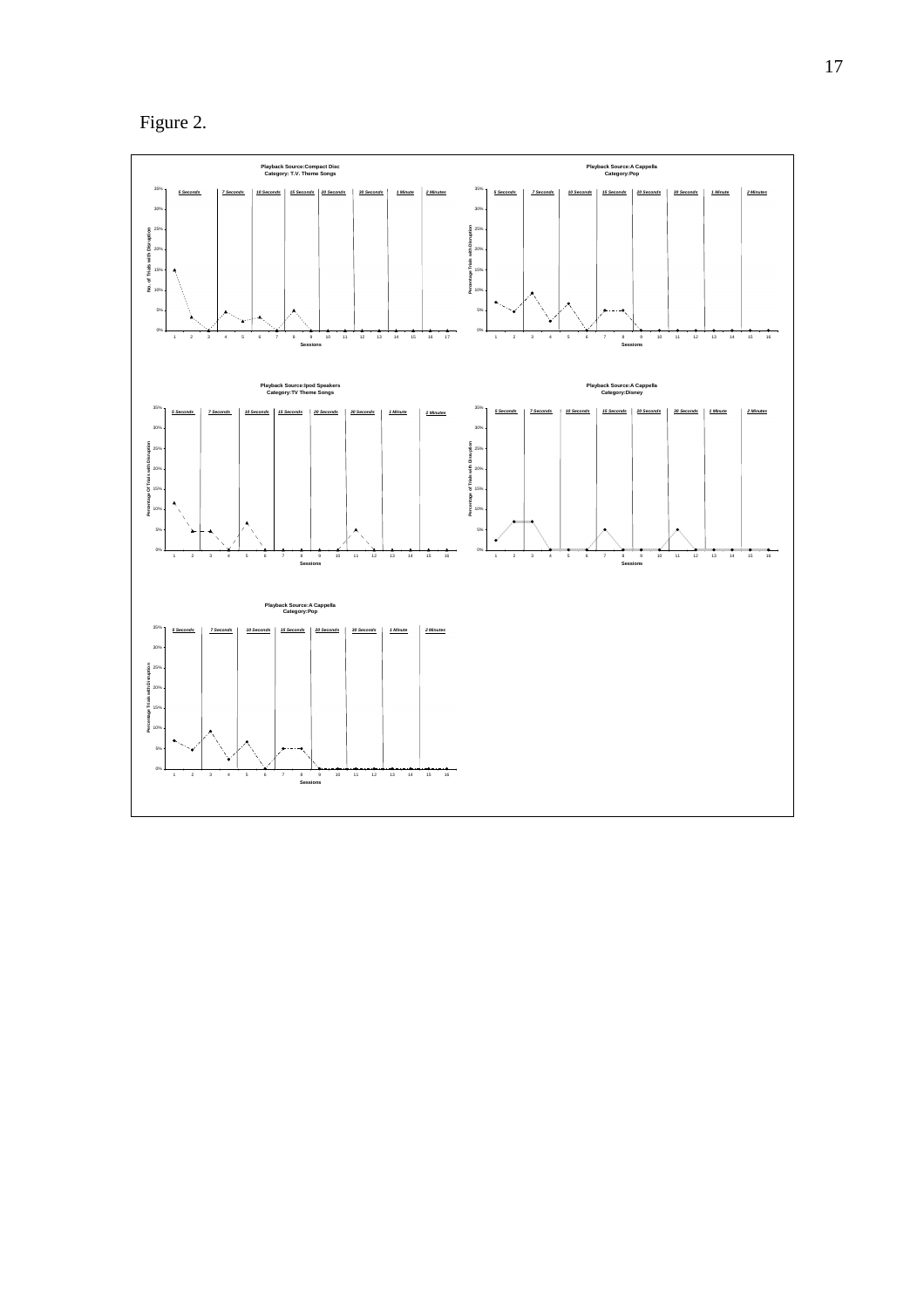Figure 2.

Playback Source:Compact Disc
Category: T.V. Theme Songs

5 Seconds 7 Seconds 10 Seconds 15 Seconds 20 Seconds 30 Seconds 1 Minute 2 Minutes

35% 30% 25% 20% 15% 10% 5% 0%

No. of Trials with Disruption

1 2 3 4 5 6 7 8 9 10 11 12 13 14 15 16 17

Sessions

Playback Source:A Cappella
Category:Pop

5 Seconds 7 Seconds 10 Seconds 15 Seconds 20 Seconds 30 Seconds 1 Minute 2 Minutes

35% 30% 25% 20% 15% 10% 5% 0%

Percentage Trials with Disruption

1 2 3 4 5 6 7 8 9 10 11 12 13 14 15 16

Sessions

Playback Source:Ipod Speakers
Category:TV Theme Songs

5 Seconds 7 Seconds 10 Seconds 15 Seconds 20 Seconds 30 Seconds 1 Minute 2 Minutes

35% 30% 25% 20% 15% 10% 5% 0%

Percentage Of Trials with Disruption

1 2 3 4 5 6 7 8 9 10 11 12 13 14 15 16

Sessions

Playback Source:A Cappella
Category:Disney

5 Seconds 7 Seconds 10 Seconds 15 Seconds 20 Seconds 30 Seconds 1 Minute 2 Minutes

35% 30% 25% 20% 15% 10% 5% 0%

Percentage of Trials with Disruption

1 2 3 4 5 6 7 8 9 10 11 12 13 14 15 16

Sessions

Playback Source:A Cappella
Category:Pop

5 Seconds 7 Seconds 10 Seconds 15 Seconds 20 Seconds 30 Seconds 1 Minute 2 Minutes

35% 30% 25% 20% 15% 10% 5% 0%

Percentage Trials with Disruption

1 2 3 4 5 6 7 8 9 10 11 12 13 14 15 16

Sessions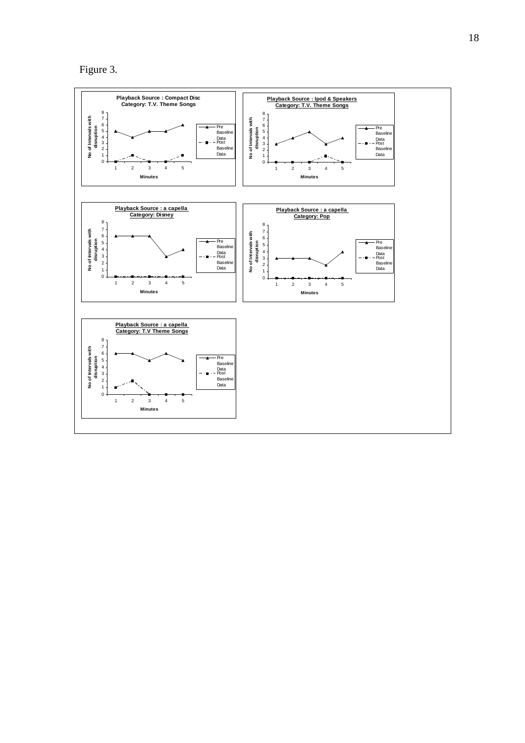Figure 3.

Playback Source : Compact Disc
Category: T.V. Theme Songs

No of Intervals with disruption

8
7
6
5
4
3
2
1
0

1 2 3 4 5

Minutes

Pre Baseline Data
Post Baseline Data

Playback Source : Ipod & Speakers
Category: T.V. Theme Songs

No of Intervals with disruption

8
7
6
5
4
3
2
1
0

1 2 3 4 5

Minutes

Pre Baseline Data
Post Baseline Data

Playback Source : a capella
Category: Disney

No of Intervals with disruption

8
7
6
5
4
3
2
1
0

1 2 3 4 5

Minutes

Pre Baseline Data
Post Baseline Data

Playback Source : a capella
Category: Pop

No of Intervals with disruption

8
7
6
5
4
3
2
1
0

1 2 3 4 5

Minutes

Pre Baseline Data
Post Baseline Data

Playback Source : a capella
Category: T.V Theme Songs

No of Intervals with disruption

8
7
6
5
4
3
2
1
0

1 2 3 4 5

Minutes

Pre Baseline Data
Post Baseline Data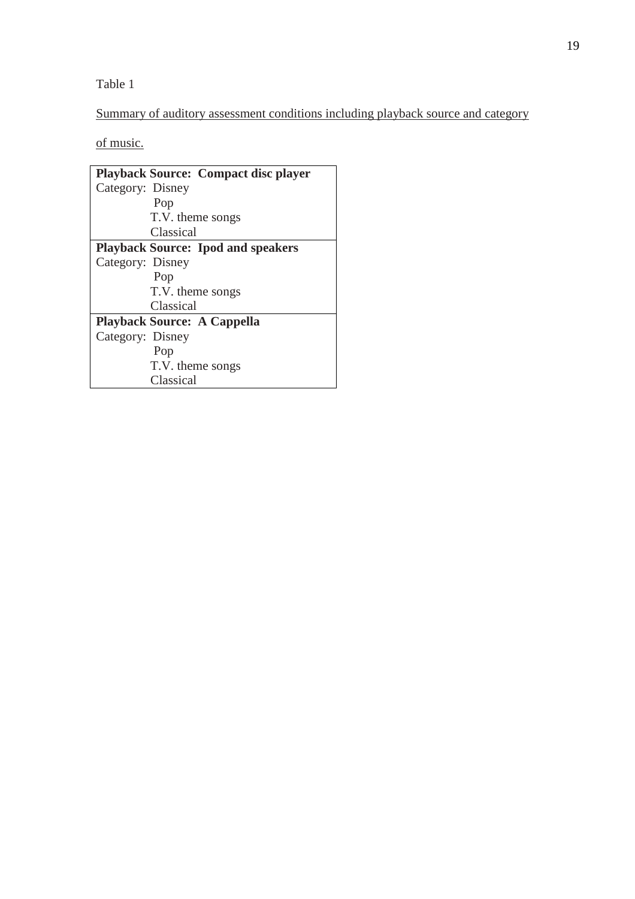Table 1

Summary of auditory assessment conditions including playback source and category of music.

| | |
|---|---|
| **Playback Source: Compact disc player** | |
| Category: | Disney |
| | Pop |
| | T.V. theme songs |
| | Classical |
| **Playback Source: Ipod and speakers** | |
| Category: | Disney |
| | Pop |
| | T.V. theme songs |
| | Classical |
| **Playback Source: A Cappella** | |
| Category: | Disney |
| | Pop |
| | T.V. theme songs |
| | Classical |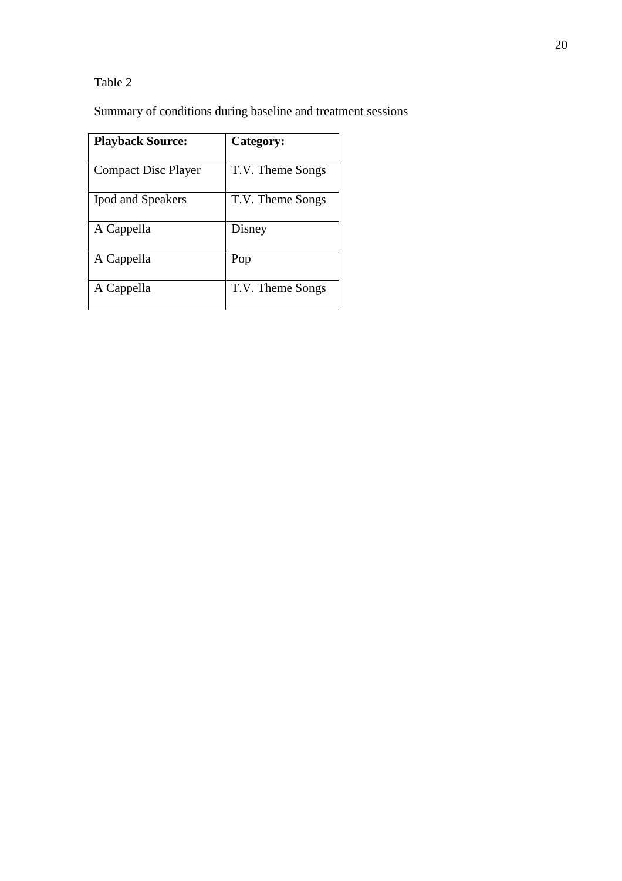Table 2

Summary of conditions during baseline and treatment sessions

| **Playback Source:** | **Category:** |
| --- | --- |
| Compact Disc Player | T.V. Theme Songs |
| Ipod and Speakers | T.V. Theme Songs |
| A Cappella | Disney |
| A Cappella | Pop |
| A Cappella | T.V. Theme Songs |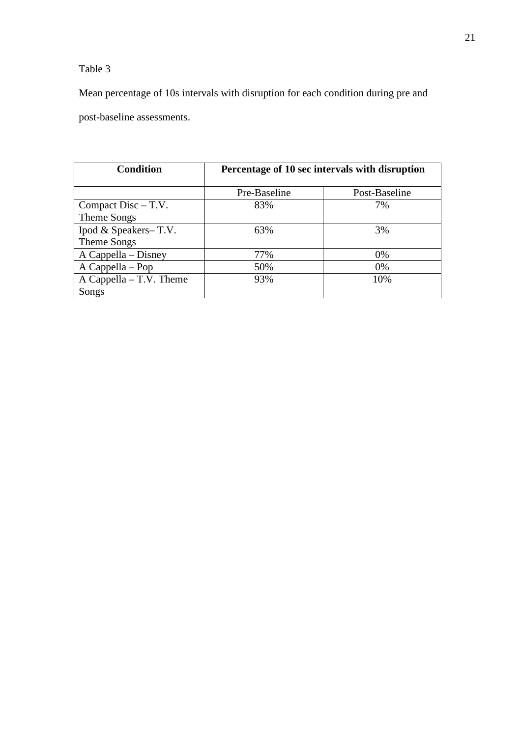Table 3

Mean percentage of 10s intervals with disruption for each condition during pre and post-baseline assessments.

| **Condition** | **Percentage of 10 sec intervals with disruption** | |
|---|---|---|
| | Pre-Baseline | Post-Baseline |
| Compact Disc – T.V. Theme Songs | 83% | 7% |
| Ipod & Speakers– T.V. Theme Songs | 63% | 3% |
| A Cappella – Disney | 77% | 0% |
| A Cappella – Pop | 50% | 0% |
| A Cappella – T.V. Theme Songs | 93% | 10% |